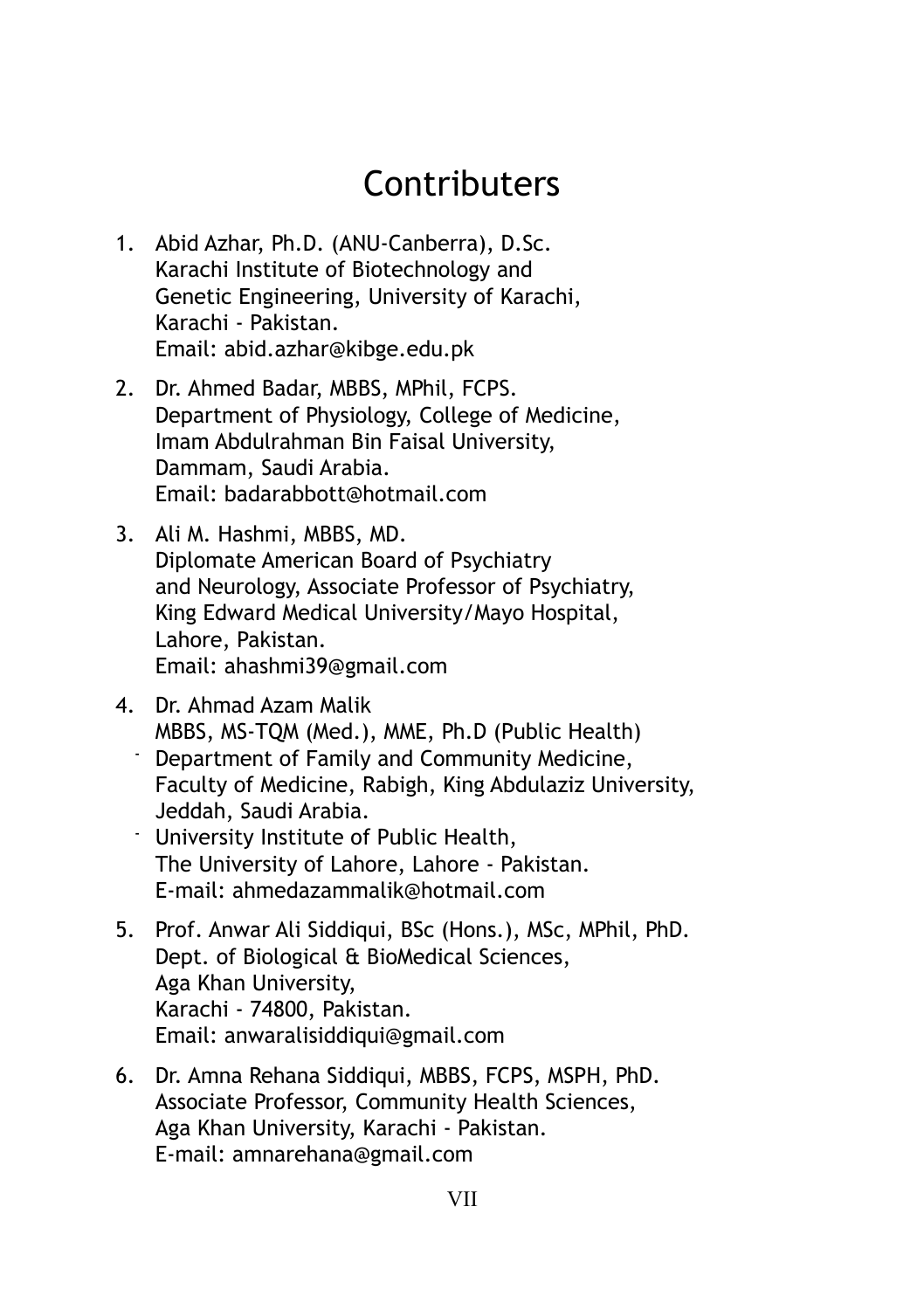# Contributers

1. Abid Azhar, Ph.D. (ANU-Canberra), D.Sc.
   Karachi Institute of Biotechnology and
   Genetic Engineering, University of Karachi,
   Karachi - Pakistan.
   Email: abid.azhar@kibge.edu.pk

2. Dr. Ahmed Badar, MBBS, MPhil, FCPS.
   Department of Physiology, College of Medicine,
   Imam Abdulrahman Bin Faisal University,
   Dammam, Saudi Arabia.
   Email: badarabbott@hotmail.com

3. Ali M. Hashmi, MBBS, MD.
   Diplomate American Board of Psychiatry
   and Neurology, Associate Professor of Psychiatry,
   King Edward Medical University/Mayo Hospital,
   Lahore, Pakistan.
   Email: ahashmi39@gmail.com

4. Dr. Ahmad Azam Malik
   MBBS, MS-TQM (Med.), MME, Ph.D (Public Health)
   - Department of Family and Community Medicine,
     Faculty of Medicine, Rabigh, King Abdulaziz University,
     Jeddah, Saudi Arabia.
   - University Institute of Public Health,
     The University of Lahore, Lahore - Pakistan.
     E-mail: ahmedazammalik@hotmail.com

5. Prof. Anwar Ali Siddiqui, BSc (Hons.), MSc, MPhil, PhD.
   Dept. of Biological & BioMedical Sciences,
   Aga Khan University,
   Karachi - 74800, Pakistan.
   Email: anwaralisiddiqui@gmail.com

6. Dr. Amna Rehana Siddiqui, MBBS, FCPS, MSPH, PhD.
   Associate Professor, Community Health Sciences,
   Aga Khan University, Karachi - Pakistan.
   E-mail: amnarehana@gmail.com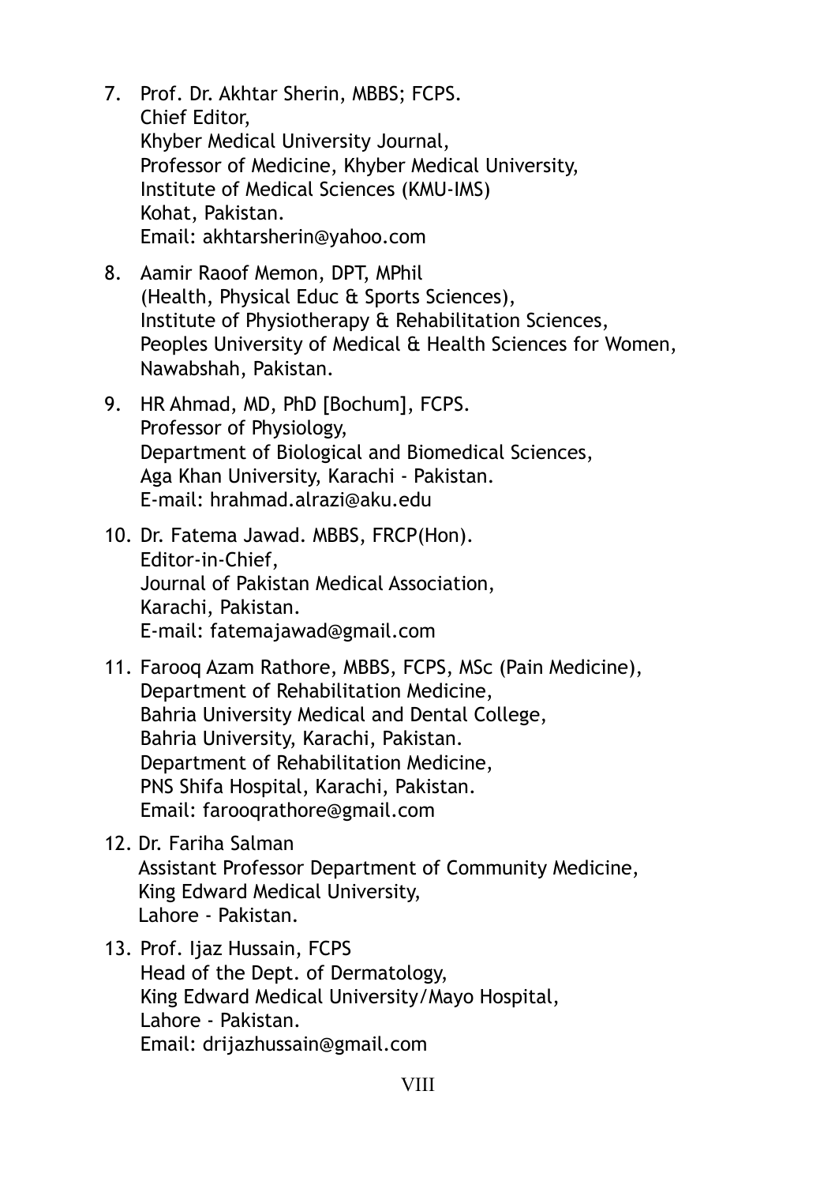7. Prof. Dr. Akhtar Sherin, MBBS; FCPS.
   Chief Editor,
   Khyber Medical University Journal,
   Professor of Medicine, Khyber Medical University,
   Institute of Medical Sciences (KMU-IMS)
   Kohat, Pakistan.
   Email: akhtarsherin@yahoo.com

8. Aamir Raoof Memon, DPT, MPhil
   (Health, Physical Educ & Sports Sciences),
   Institute of Physiotherapy & Rehabilitation Sciences,
   Peoples University of Medical & Health Sciences for Women,
   Nawabshah, Pakistan.

9. HR Ahmad, MD, PhD [Bochum], FCPS.
   Professor of Physiology,
   Department of Biological and Biomedical Sciences,
   Aga Khan University, Karachi - Pakistan.
   E-mail: hrahmad.alrazi@aku.edu

10. Dr. Fatema Jawad. MBBS, FRCP(Hon).
    Editor-in-Chief,
    Journal of Pakistan Medical Association,
    Karachi, Pakistan.
    E-mail: fatemajawad@gmail.com

11. Farooq Azam Rathore, MBBS, FCPS, MSc (Pain Medicine),
    Department of Rehabilitation Medicine,
    Bahria University Medical and Dental College,
    Bahria University, Karachi, Pakistan.
    Department of Rehabilitation Medicine,
    PNS Shifa Hospital, Karachi, Pakistan.
    Email: farooqrathore@gmail.com

12. Dr. Fariha Salman
    Assistant Professor Department of Community Medicine,
    King Edward Medical University,
    Lahore - Pakistan.

13. Prof. Ijaz Hussain, FCPS
    Head of the Dept. of Dermatology,
    King Edward Medical University/Mayo Hospital,
    Lahore - Pakistan.
    Email: drijazhussain@gmail.com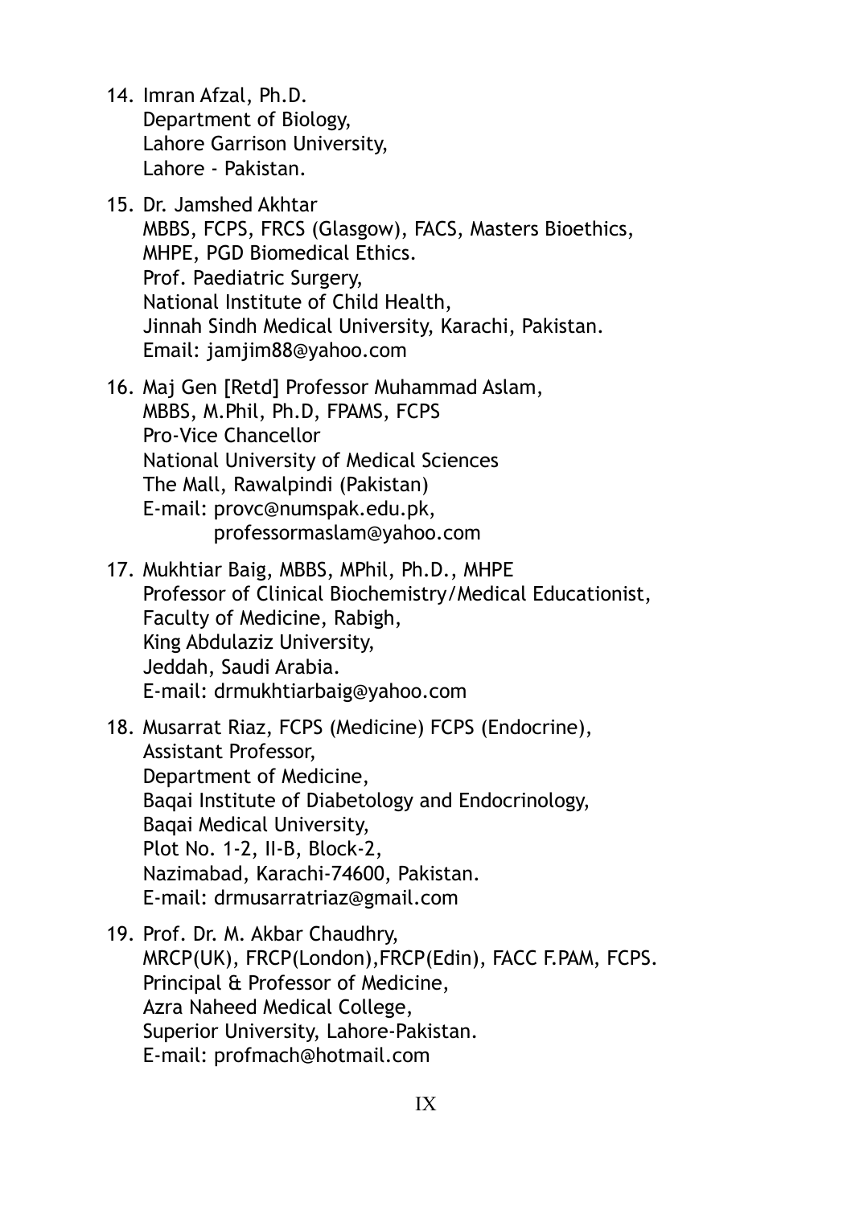14. Imran Afzal, Ph.D.
    Department of Biology,
    Lahore Garrison University,
    Lahore - Pakistan.

15. Dr. Jamshed Akhtar
    MBBS, FCPS, FRCS (Glasgow), FACS, Masters Bioethics,
    MHPE, PGD Biomedical Ethics.
    Prof. Paediatric Surgery,
    National Institute of Child Health,
    Jinnah Sindh Medical University, Karachi, Pakistan.
    Email: jamjim88@yahoo.com

16. Maj Gen [Retd] Professor Muhammad Aslam,
    MBBS, M.Phil, Ph.D, FPAMS, FCPS
    Pro-Vice Chancellor
    National University of Medical Sciences
    The Mall, Rawalpindi (Pakistan)
    E-mail: provc@numspak.edu.pk,
    professormaslam@yahoo.com

17. Mukhtiar Baig, MBBS, MPhil, Ph.D., MHPE
    Professor of Clinical Biochemistry/Medical Educationist,
    Faculty of Medicine, Rabigh,
    King Abdulaziz University,
    Jeddah, Saudi Arabia.
    E-mail: drmukhtiarbaig@yahoo.com

18. Musarrat Riaz, FCPS (Medicine) FCPS (Endocrine),
    Assistant Professor,
    Department of Medicine,
    Baqai Institute of Diabetology and Endocrinology,
    Baqai Medical University,
    Plot No. 1-2, II-B, Block-2,
    Nazimabad, Karachi-74600, Pakistan.
    E-mail: drmusarratriaz@gmail.com

19. Prof. Dr. M. Akbar Chaudhry,
    MRCP(UK), FRCP(London),FRCP(Edin), FACC F.PAM, FCPS.
    Principal & Professor of Medicine,
    Azra Naheed Medical College,
    Superior University, Lahore-Pakistan.
    E-mail: profmach@hotmail.com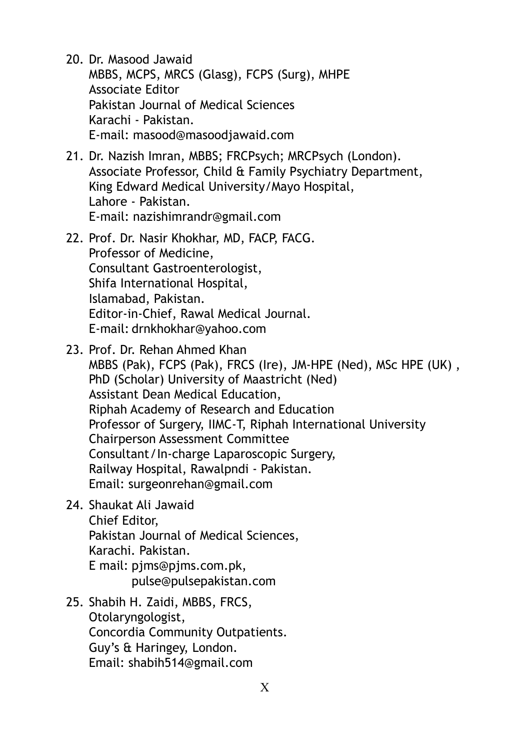20. Dr. Masood Jawaid
    MBBS, MCPS, MRCS (Glasg), FCPS (Surg), MHPE
    Associate Editor
    Pakistan Journal of Medical Sciences
    Karachi - Pakistan.
    E-mail: masood@masoodjawaid.com

21. Dr. Nazish Imran, MBBS; FRCPsych; MRCPsych (London).
    Associate Professor, Child & Family Psychiatry Department,
    King Edward Medical University/Mayo Hospital,
    Lahore - Pakistan.
    E-mail: nazishimrandr@gmail.com

22. Prof. Dr. Nasir Khokhar, MD, FACP, FACG.
    Professor of Medicine,
    Consultant Gastroenterologist,
    Shifa International Hospital,
    Islamabad, Pakistan.
    Editor-in-Chief, Rawal Medical Journal.
    E-mail: drnkhokhar@yahoo.com

23. Prof. Dr. Rehan Ahmed Khan
    MBBS (Pak), FCPS (Pak), FRCS (Ire), JM-HPE (Ned), MSc HPE (UK) ,
    PhD (Scholar) University of Maastricht (Ned)
    Assistant Dean Medical Education,
    Riphah Academy of Research and Education
    Professor of Surgery, IIMC-T, Riphah International University
    Chairperson Assessment Committee
    Consultant/In-charge Laparoscopic Surgery,
    Railway Hospital, Rawalpndi - Pakistan.
    Email: surgeonrehan@gmail.com

24. Shaukat Ali Jawaid
    Chief Editor,
    Pakistan Journal of Medical Sciences,
    Karachi. Pakistan.
    E mail: pjms@pjms.com.pk,
    pulse@pulsepakistan.com

25. Shabih H. Zaidi, MBBS, FRCS,
    Otolaryngologist,
    Concordia Community Outpatients.
    Guy's & Haringey, London.
    Email: shabih514@gmail.com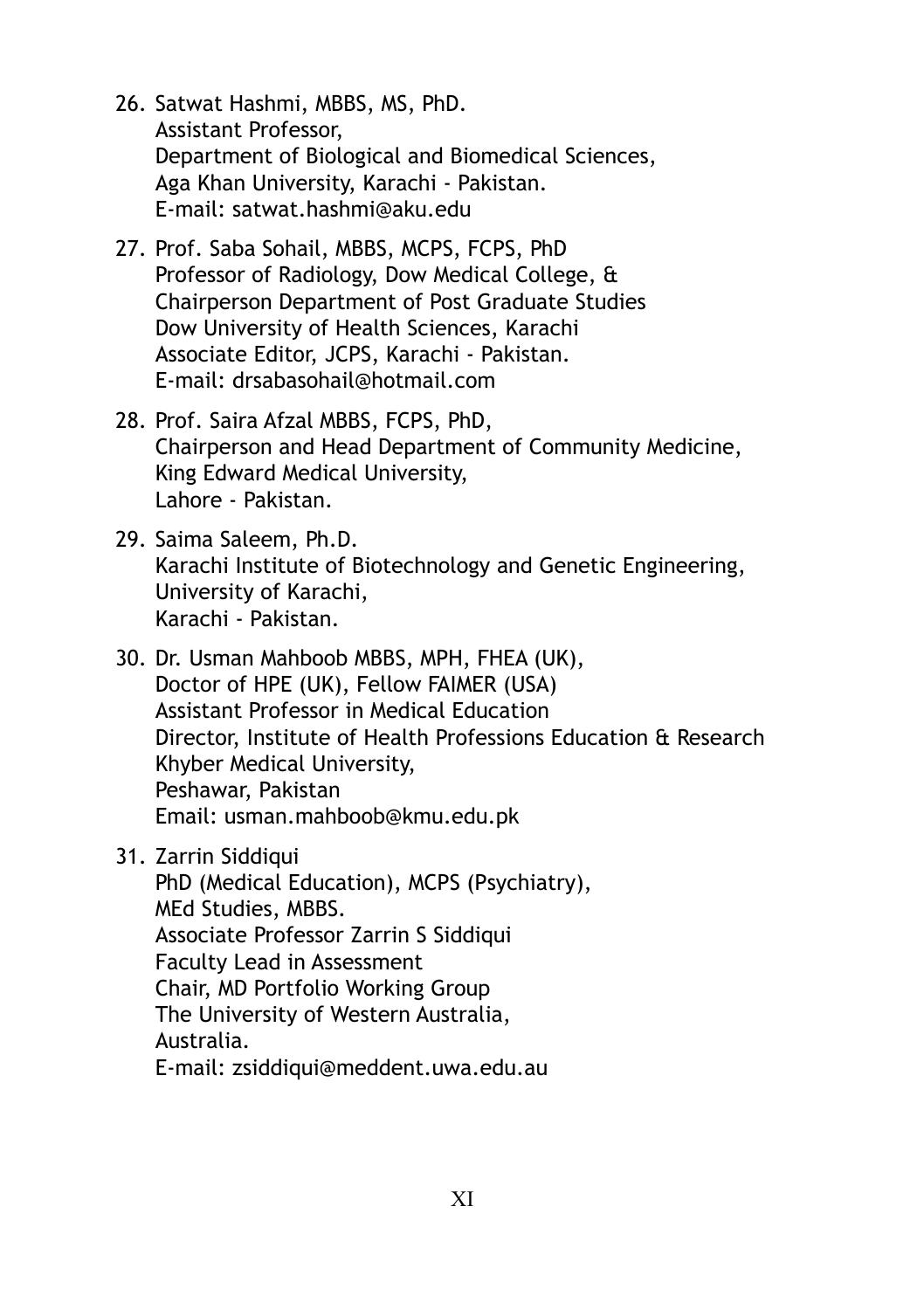26. Satwat Hashmi, MBBS, MS, PhD.
    Assistant Professor,
    Department of Biological and Biomedical Sciences,
    Aga Khan University, Karachi - Pakistan.
    E-mail: satwat.hashmi@aku.edu

27. Prof. Saba Sohail, MBBS, MCPS, FCPS, PhD
    Professor of Radiology, Dow Medical College, &
    Chairperson Department of Post Graduate Studies
    Dow University of Health Sciences, Karachi
    Associate Editor, JCPS, Karachi - Pakistan.
    E-mail: drsabasohail@hotmail.com

28. Prof. Saira Afzal MBBS, FCPS, PhD,
    Chairperson and Head Department of Community Medicine,
    King Edward Medical University,
    Lahore - Pakistan.

29. Saima Saleem, Ph.D.
    Karachi Institute of Biotechnology and Genetic Engineering,
    University of Karachi,
    Karachi - Pakistan.

30. Dr. Usman Mahboob MBBS, MPH, FHEA (UK),
    Doctor of HPE (UK), Fellow FAIMER (USA)
    Assistant Professor in Medical Education
    Director, Institute of Health Professions Education & Research
    Khyber Medical University,
    Peshawar, Pakistan
    Email: usman.mahboob@kmu.edu.pk

31. Zarrin Siddiqui
    PhD (Medical Education), MCPS (Psychiatry),
    MEd Studies, MBBS.
    Associate Professor Zarrin S Siddiqui
    Faculty Lead in Assessment
    Chair, MD Portfolio Working Group
    The University of Western Australia,
    Australia.
    E-mail: zsiddiqui@meddent.uwa.edu.au